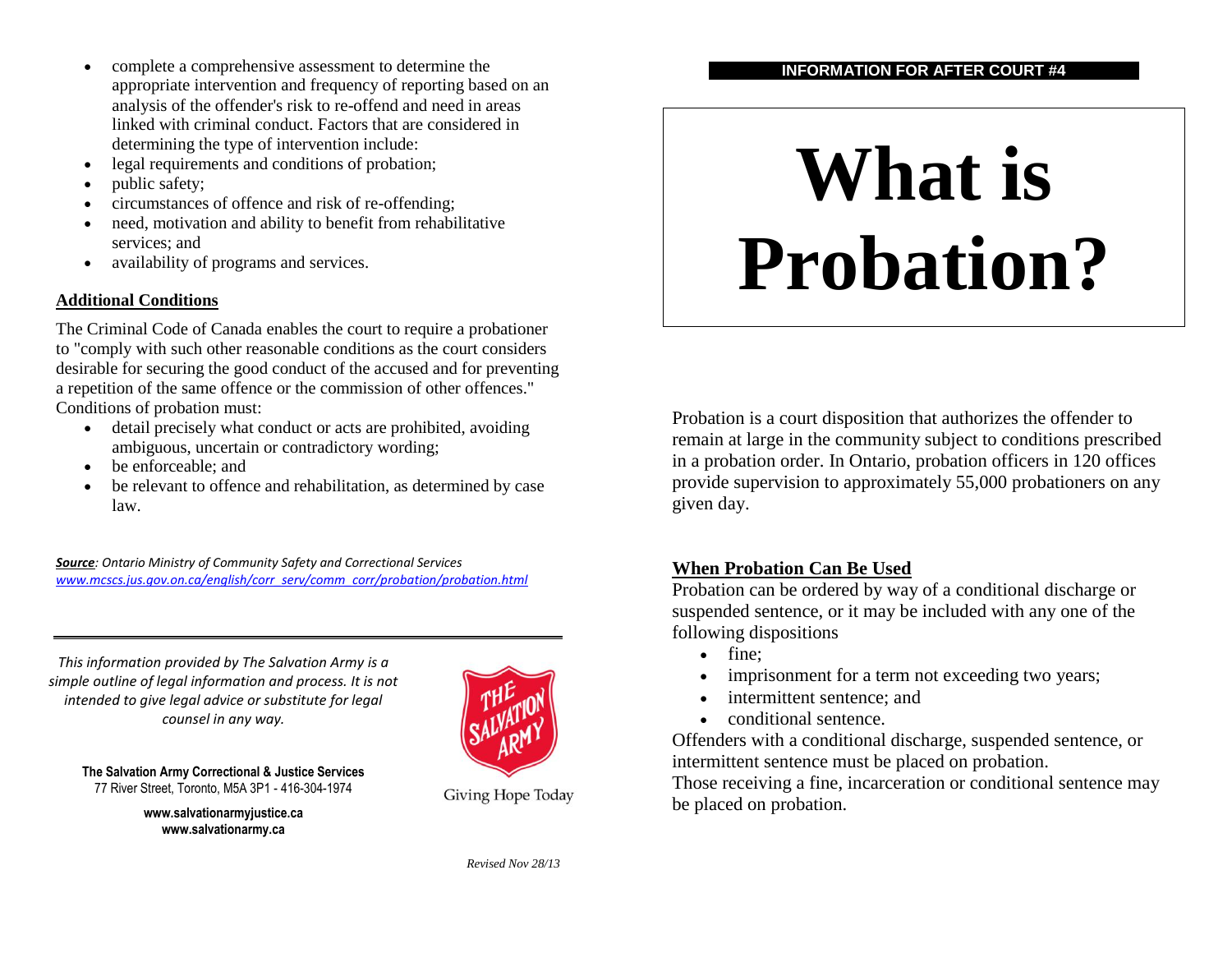**INFORMATION FOR AFTER COURT #4**

# What is Probation?

Probation is a court disposition that authorizes the offender to remain at large in the community subject to conditions prescribed in a probation order. In Ontario, probation officers in 120 offices provide supervision to approximately 55,000 probationers on any given day.

## When Probation Can Be Used

Probation can be ordered by way of a conditional discharge or suspended sentence, or it may be included with any one of the following dispositions

- fine;
- imprisonment for a term not exceeding two years;
- intermittent sentence; and
- conditional sentence.

Offenders with a conditional discharge, suspended sentence, or intermittent sentence must be placed on probation.
Those receiving a fine, incarceration or conditional sentence may be placed on probation.

- complete a comprehensive assessment to determine the appropriate intervention and frequency of reporting based on an analysis of the offender's risk to re-offend and need in areas linked with criminal conduct. Factors that are considered in determining the type of intervention include:
- legal requirements and conditions of probation;
- public safety;
- circumstances of offence and risk of re-offending;
- need, motivation and ability to benefit from rehabilitative services; and
- availability of programs and services.

## Additional Conditions

The Criminal Code of Canada enables the court to require a probationer to "comply with such other reasonable conditions as the court considers desirable for securing the good conduct of the accused and for preventing a repetition of the same offence or the commission of other offences." Conditions of probation must:

- detail precisely what conduct or acts are prohibited, avoiding ambiguous, uncertain or contradictory wording;
- be enforceable; and
- be relevant to offence and rehabilitation, as determined by case law.

***Source****: Ontario Ministry of Community Safety and Correctional Services*
*www.mcscs.jus.gov.on.ca/english/corr_serv/comm_corr/probation/probation.html*

---

*This information provided by The Salvation Army is a simple outline of legal information and process. It is not intended to give legal advice or substitute for legal counsel in any way.*

**The Salvation Army Correctional & Justice Services**
77 River Street, Toronto, M5A 3P1 - 416-304-1974

**www.salvationarmyjustice.ca**
**www.salvationarmy.ca**

Giving Hope Today

*Revised Nov 28/13*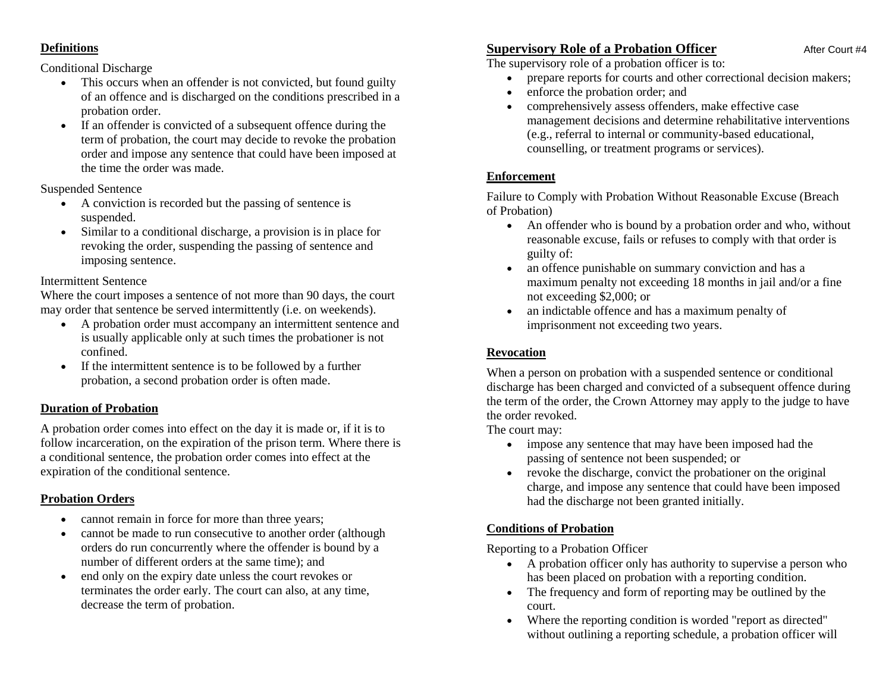## Definitions

Conditional Discharge

- This occurs when an offender is not convicted, but found guilty of an offence and is discharged on the conditions prescribed in a probation order.
- If an offender is convicted of a subsequent offence during the term of probation, the court may decide to revoke the probation order and impose any sentence that could have been imposed at the time the order was made.

Suspended Sentence

- A conviction is recorded but the passing of sentence is suspended.
- Similar to a conditional discharge, a provision is in place for revoking the order, suspending the passing of sentence and imposing sentence.

Intermittent Sentence

Where the court imposes a sentence of not more than 90 days, the court may order that sentence be served intermittently (i.e. on weekends).

- A probation order must accompany an intermittent sentence and is usually applicable only at such times the probationer is not confined.
- If the intermittent sentence is to be followed by a further probation, a second probation order is often made.

## Duration of Probation

A probation order comes into effect on the day it is made or, if it is to follow incarceration, on the expiration of the prison term. Where there is a conditional sentence, the probation order comes into effect at the expiration of the conditional sentence.

## Probation Orders

- cannot remain in force for more than three years;
- cannot be made to run consecutive to another order (although orders do run concurrently where the offender is bound by a number of different orders at the same time); and
- end only on the expiry date unless the court revokes or terminates the order early. The court can also, at any time, decrease the term of probation.

## Supervisory Role of a Probation Officer

After Court #4

The supervisory role of a probation officer is to:

- prepare reports for courts and other correctional decision makers;
- enforce the probation order; and
- comprehensively assess offenders, make effective case management decisions and determine rehabilitative interventions (e.g., referral to internal or community-based educational, counselling, or treatment programs or services).

## Enforcement

Failure to Comply with Probation Without Reasonable Excuse (Breach of Probation)

- An offender who is bound by a probation order and who, without reasonable excuse, fails or refuses to comply with that order is guilty of:
- an offence punishable on summary conviction and has a maximum penalty not exceeding 18 months in jail and/or a fine not exceeding $2,000; or
- an indictable offence and has a maximum penalty of imprisonment not exceeding two years.

## Revocation

When a person on probation with a suspended sentence or conditional discharge has been charged and convicted of a subsequent offence during the term of the order, the Crown Attorney may apply to the judge to have the order revoked.

The court may:

- impose any sentence that may have been imposed had the passing of sentence not been suspended; or
- revoke the discharge, convict the probationer on the original charge, and impose any sentence that could have been imposed had the discharge not been granted initially.

## Conditions of Probation

Reporting to a Probation Officer

- A probation officer only has authority to supervise a person who has been placed on probation with a reporting condition.
- The frequency and form of reporting may be outlined by the court.
- Where the reporting condition is worded "report as directed" without outlining a reporting schedule, a probation officer will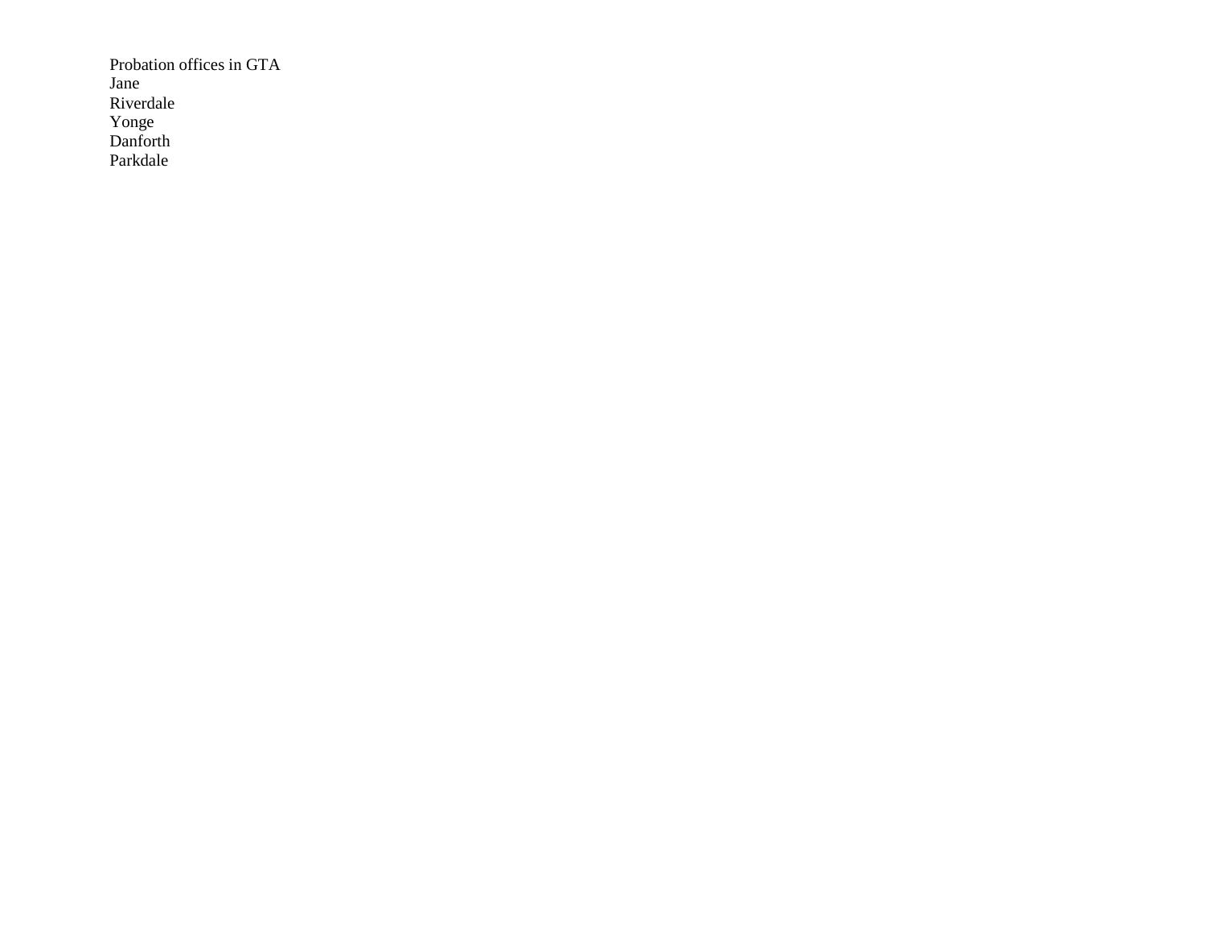Probation offices in GTA
Jane
Riverdale
Yonge
Danforth
Parkdale